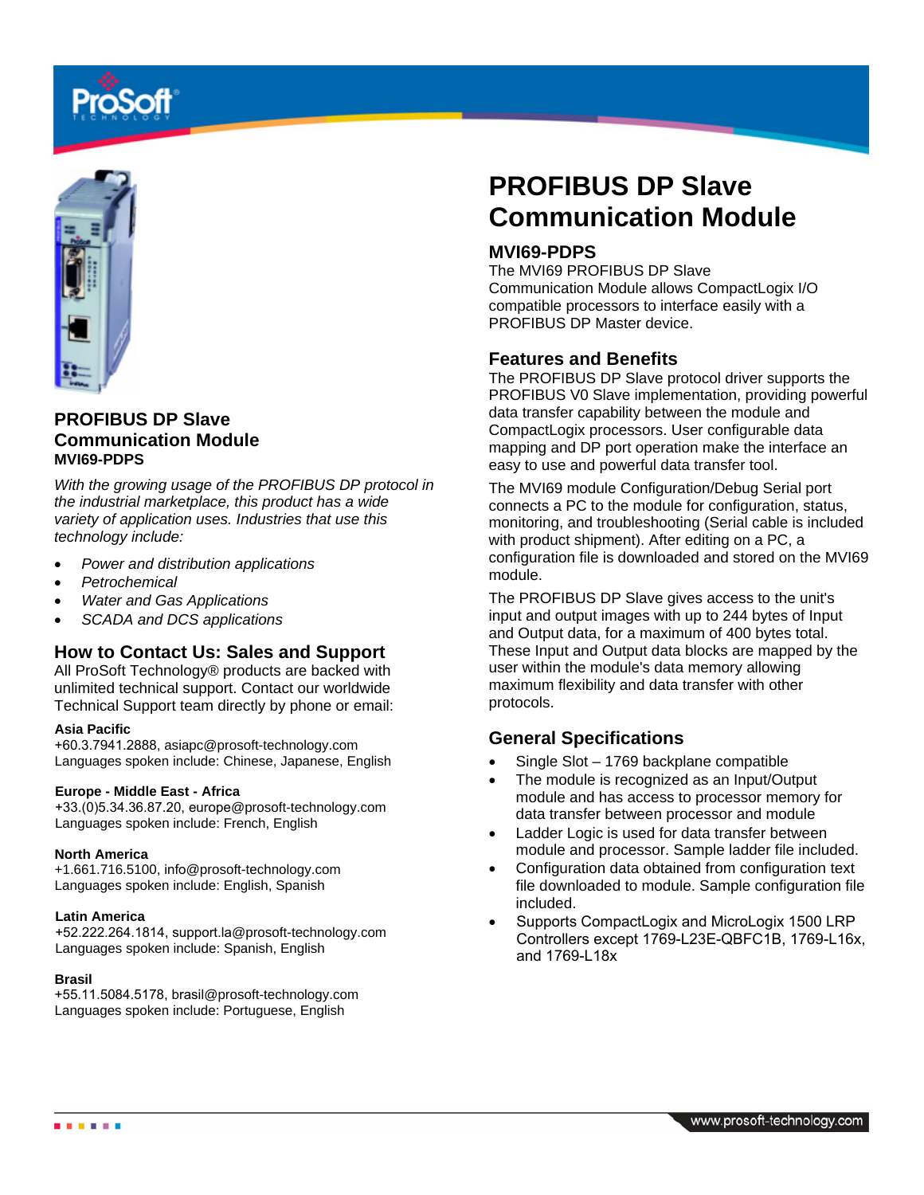# PROFIBUS DP Slave Communication Module

**MVI69-PDPS**

*With the growing usage of the PROFIBUS DP protocol in the industrial marketplace, this product has a wide variety of application uses. Industries that use this technology include:*

- *Power and distribution applications*
- *Petrochemical*
- *Water and Gas Applications*
- *SCADA and DCS applications*

## How to Contact Us: Sales and Support

All ProSoft Technology® products are backed with unlimited technical support. Contact our worldwide Technical Support team directly by phone or email:

**Asia Pacific**
+60.3.7941.2888, asiapc@prosoft-technology.com
Languages spoken include: Chinese, Japanese, English

**Europe - Middle East - Africa**
+33.(0)5.34.36.87.20, europe@prosoft-technology.com
Languages spoken include: French, English

**North America**
+1.661.716.5100, info@prosoft-technology.com
Languages spoken include: English, Spanish

**Latin America**
+52.222.264.1814, support.la@prosoft-technology.com
Languages spoken include: Spanish, English

**Brasil**
+55.11.5084.5178, brasil@prosoft-technology.com
Languages spoken include: Portuguese, English

# PROFIBUS DP Slave Communication Module

## MVI69-PDPS

The MVI69 PROFIBUS DP Slave Communication Module allows CompactLogix I/O compatible processors to interface easily with a PROFIBUS DP Master device.

## Features and Benefits

The PROFIBUS DP Slave protocol driver supports the PROFIBUS V0 Slave implementation, providing powerful data transfer capability between the module and CompactLogix processors. User configurable data mapping and DP port operation make the interface an easy to use and powerful data transfer tool.

The MVI69 module Configuration/Debug Serial port connects a PC to the module for configuration, status, monitoring, and troubleshooting (Serial cable is included with product shipment). After editing on a PC, a configuration file is downloaded and stored on the MVI69 module.

The PROFIBUS DP Slave gives access to the unit's input and output images with up to 244 bytes of Input and Output data, for a maximum of 400 bytes total. These Input and Output data blocks are mapped by the user within the module's data memory allowing maximum flexibility and data transfer with other protocols.

## General Specifications

- Single Slot – 1769 backplane compatible
- The module is recognized as an Input/Output module and has access to processor memory for data transfer between processor and module
- Ladder Logic is used for data transfer between module and processor. Sample ladder file included.
- Configuration data obtained from configuration text file downloaded to module. Sample configuration file included.
- Supports CompactLogix and MicroLogix 1500 LRP Controllers except 1769-L23E-QBFC1B, 1769-L16x, and 1769-L18x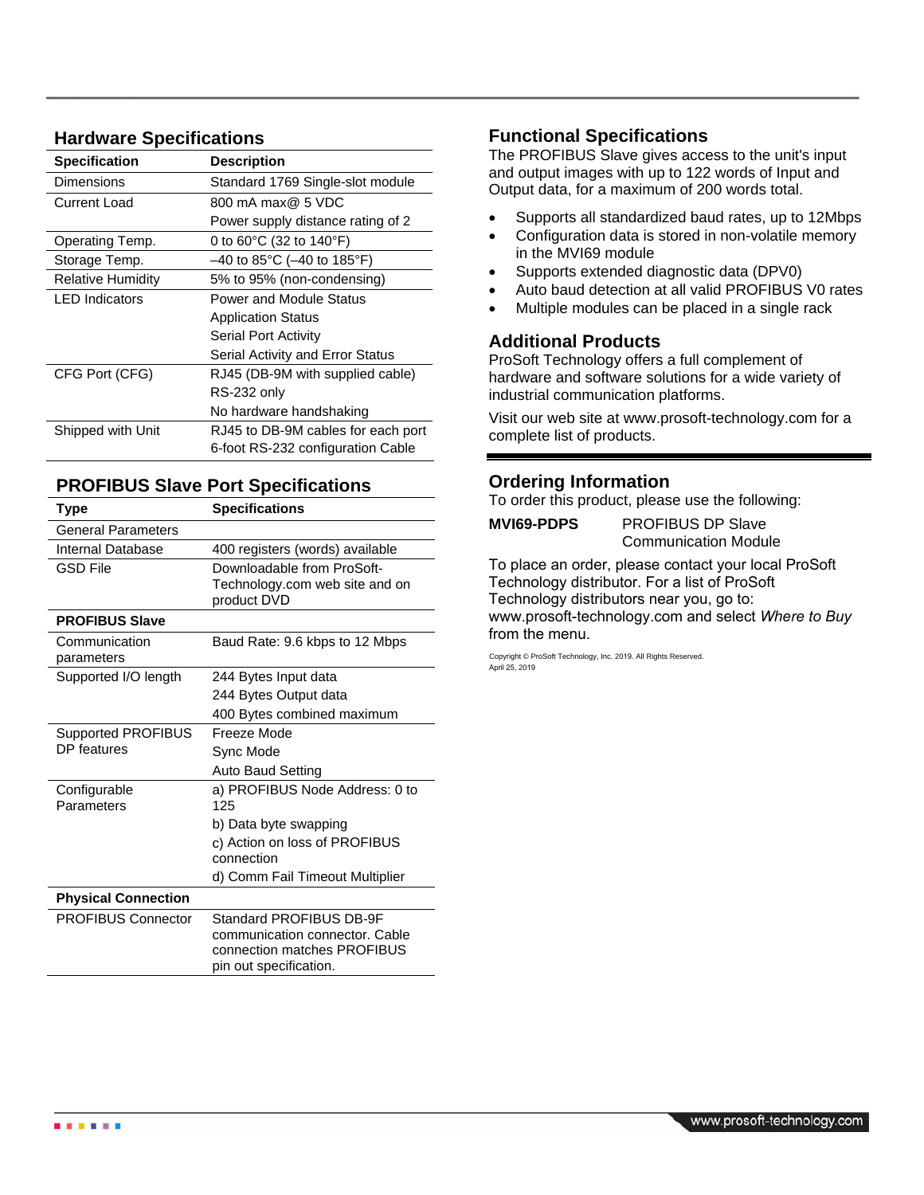## Hardware Specifications

| Specification | Description |
|---|---|
| Dimensions | Standard 1769 Single-slot module |
| Current Load | 800 mA max@ 5 VDC<br>Power supply distance rating of 2 |
| Operating Temp. | 0 to 60°C (32 to 140°F) |
| Storage Temp. | –40 to 85°C (–40 to 185°F) |
| Relative Humidity | 5% to 95% (non-condensing) |
| LED Indicators | Power and Module Status<br>Application Status<br>Serial Port Activity<br>Serial Activity and Error Status |
| CFG Port (CFG) | RJ45 (DB-9M with supplied cable)<br>RS-232 only<br>No hardware handshaking |
| Shipped with Unit | RJ45 to DB-9M cables for each port<br>6-foot RS-232 configuration Cable |

## PROFIBUS Slave Port Specifications

| Type | Specifications |
|---|---|
| General Parameters | |
| Internal Database | 400 registers (words) available |
| GSD File | Downloadable from ProSoft-Technology.com web site and on product DVD |
| **PROFIBUS Slave** | |
| Communication parameters | Baud Rate: 9.6 kbps to 12 Mbps |
| Supported I/O length | 244 Bytes Input data<br>244 Bytes Output data<br>400 Bytes combined maximum |
| Supported PROFIBUS DP features | Freeze Mode<br>Sync Mode<br>Auto Baud Setting |
| Configurable Parameters | a) PROFIBUS Node Address: 0 to 125<br>b) Data byte swapping<br>c) Action on loss of PROFIBUS connection<br>d) Comm Fail Timeout Multiplier |
| **Physical Connection** | |
| PROFIBUS Connector | Standard PROFIBUS DB-9F communication connector. Cable connection matches PROFIBUS pin out specification. |

## Functional Specifications

The PROFIBUS Slave gives access to the unit's input and output images with up to 122 words of Input and Output data, for a maximum of 200 words total.

- Supports all standardized baud rates, up to 12Mbps
- Configuration data is stored in non-volatile memory in the MVI69 module
- Supports extended diagnostic data (DPV0)
- Auto baud detection at all valid PROFIBUS V0 rates
- Multiple modules can be placed in a single rack

## Additional Products

ProSoft Technology offers a full complement of hardware and software solutions for a wide variety of industrial communication platforms.

Visit our web site at www.prosoft-technology.com for a complete list of products.

## Ordering Information

To order this product, please use the following:

**MVI69-PDPS** PROFIBUS DP Slave Communication Module

To place an order, please contact your local ProSoft Technology distributor. For a list of ProSoft Technology distributors near you, go to: www.prosoft-technology.com and select *Where to Buy* from the menu.

Copyright © ProSoft Technology, Inc. 2019. All Rights Reserved.
April 25, 2019